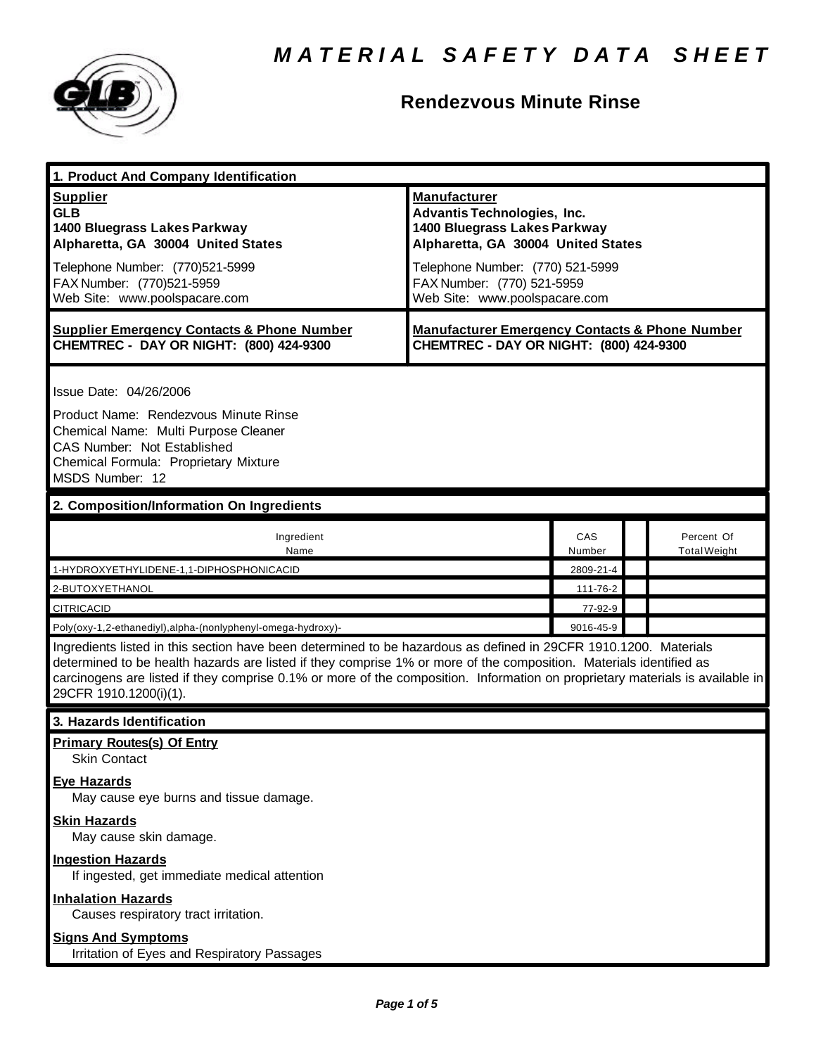# MATERIAL SAFETY DATA SHEET

## Rendezvous Minute Rinse

### 1. Product And Company Identification

| **Supplier** | **Manufacturer** |
|---|---|
| **GLB** | **Advantis Technologies, Inc.** |
| **1400 Bluegrass Lakes Parkway** | **1400 Bluegrass Lakes Parkway** |
| **Alpharetta, GA 30004 United States** | **Alpharetta, GA 30004 United States** |
| Telephone Number: (770)521-5999 | Telephone Number: (770) 521-5999 |
| FAX Number: (770)521-5959 | FAX Number: (770) 521-5959 |
| Web Site: www.poolspacare.com | Web Site: www.poolspacare.com |
| **Supplier Emergency Contacts & Phone Number** | **Manufacturer Emergency Contacts & Phone Number** |
| **CHEMTREC - DAY OR NIGHT: (800) 424-9300** | **CHEMTREC - DAY OR NIGHT: (800) 424-9300** |

Issue Date: 04/26/2006

Product Name: Rendezvous Minute Rinse
Chemical Name: Multi Purpose Cleaner
CAS Number: Not Established
Chemical Formula: Proprietary Mixture
MSDS Number: 12

### 2. Composition/Information On Ingredients

| Ingredient Name | CAS Number | | Percent Of Total Weight |
|---|---|---|---|
| 1-HYDROXYETHYLIDENE-1,1-DIPHOSPHONICACID | 2809-21-4 | | |
| 2-BUTOXYETHANOL | 111-76-2 | | |
| CITRICACID | 77-92-9 | | |
| Poly(oxy-1,2-ethanediyl),alpha-(nonlyphenyl-omega-hydroxy)- | 9016-45-9 | | |

Ingredients listed in this section have been determined to be hazardous as defined in 29CFR 1910.1200. Materials determined to be health hazards are listed if they comprise 1% or more of the composition. Materials identified as carcinogens are listed if they comprise 0.1% or more of the composition. Information on proprietary materials is available in 29CFR 1910.1200(i)(1).

### 3. Hazards Identification

**Primary Routes(s) Of Entry**
Skin Contact

**Eye Hazards**
May cause eye burns and tissue damage.

**Skin Hazards**
May cause skin damage.

**Ingestion Hazards**
If ingested, get immediate medical attention

**Inhalation Hazards**
Causes respiratory tract irritation.

**Signs And Symptoms**
Irritation of Eyes and Respiratory Passages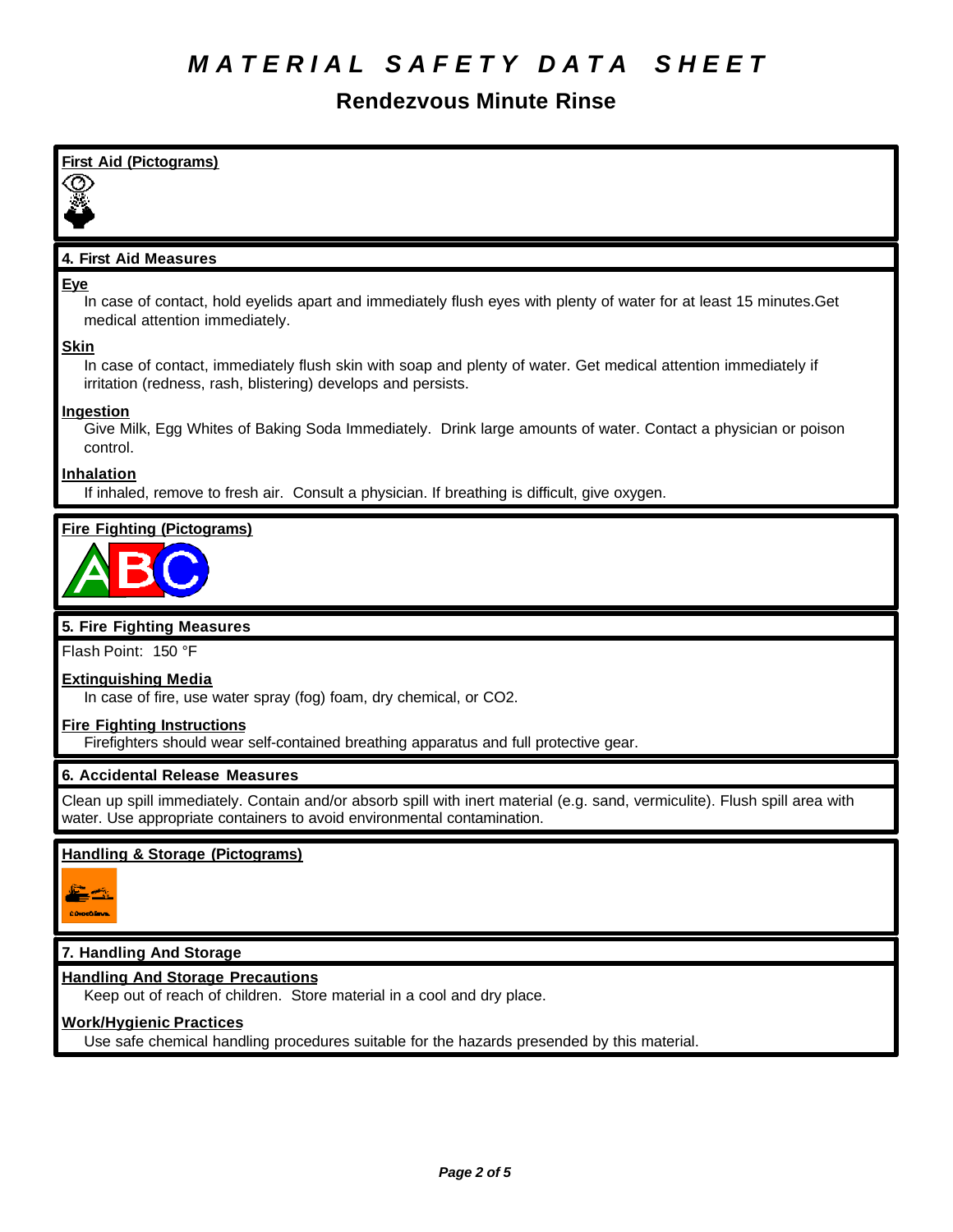# MATERIAL SAFETY DATA SHEET

## Rendezvous Minute Rinse

**First Aid (Pictograms)**

### 4. First Aid Measures

**Eye**

In case of contact, hold eyelids apart and immediately flush eyes with plenty of water for at least 15 minutes.Get medical attention immediately.

**Skin**

In case of contact, immediately flush skin with soap and plenty of water. Get medical attention immediately if irritation (redness, rash, blistering) develops and persists.

**Ingestion**

Give Milk, Egg Whites of Baking Soda Immediately. Drink large amounts of water. Contact a physician or poison control.

**Inhalation**

If inhaled, remove to fresh air. Consult a physician. If breathing is difficult, give oxygen.

**Fire Fighting (Pictograms)**

### 5. Fire Fighting Measures

Flash Point: 150 °F

**Extinguishing Media**

In case of fire, use water spray (fog) foam, dry chemical, or $CO_2$.

**Fire Fighting Instructions**

Firefighters should wear self-contained breathing apparatus and full protective gear.

### 6. Accidental Release Measures

Clean up spill immediately. Contain and/or absorb spill with inert material (e.g. sand, vermiculite). Flush spill area with water. Use appropriate containers to avoid environmental contamination.

**Handling & Storage (Pictograms)**

### 7. Handling And Storage

**Handling And Storage Precautions**

Keep out of reach of children. Store material in a cool and dry place.

**Work/Hygienic Practices**

Use safe chemical handling procedures suitable for the hazards presended by this material.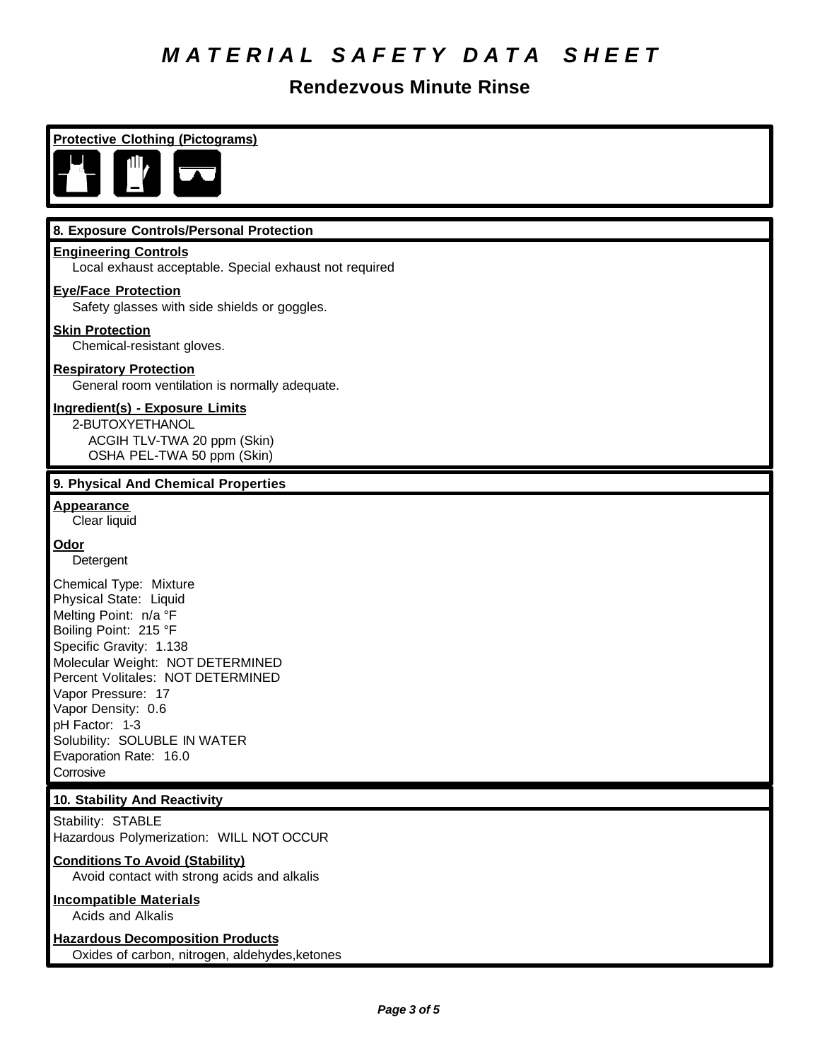# M A T E R I A L   S A F E T Y   D A T A   S H E E T

## Rendezvous Minute Rinse

**Protective Clothing (Pictograms)**

### 8. Exposure Controls/Personal Protection

**Engineering Controls**
Local exhaust acceptable. Special exhaust not required

**Eye/Face Protection**
Safety glasses with side shields or goggles.

**Skin Protection**
Chemical-resistant gloves.

**Respiratory Protection**
General room ventilation is normally adequate.

**Ingredient(s) - Exposure Limits**
2-BUTOXYETHANOL
ACGIH TLV-TWA 20 ppm (Skin)
OSHA PEL-TWA 50 ppm (Skin)

### 9. Physical And Chemical Properties

**Appearance**
Clear liquid

**Odor**
Detergent

Chemical Type: Mixture
Physical State: Liquid
Melting Point: n/a °F
Boiling Point: 215 °F
Specific Gravity: 1.138
Molecular Weight: NOT DETERMINED
Percent Volitales: NOT DETERMINED
Vapor Pressure: 17
Vapor Density: 0.6
pH Factor: 1-3
Solubility: SOLUBLE IN WATER
Evaporation Rate: 16.0
Corrosive

### 10. Stability And Reactivity

Stability: STABLE
Hazardous Polymerization: WILL NOT OCCUR

**Conditions To Avoid (Stability)**
Avoid contact with strong acids and alkalis

**Incompatible Materials**
Acids and Alkalis

**Hazardous Decomposition Products**
Oxides of carbon, nitrogen, aldehydes,ketones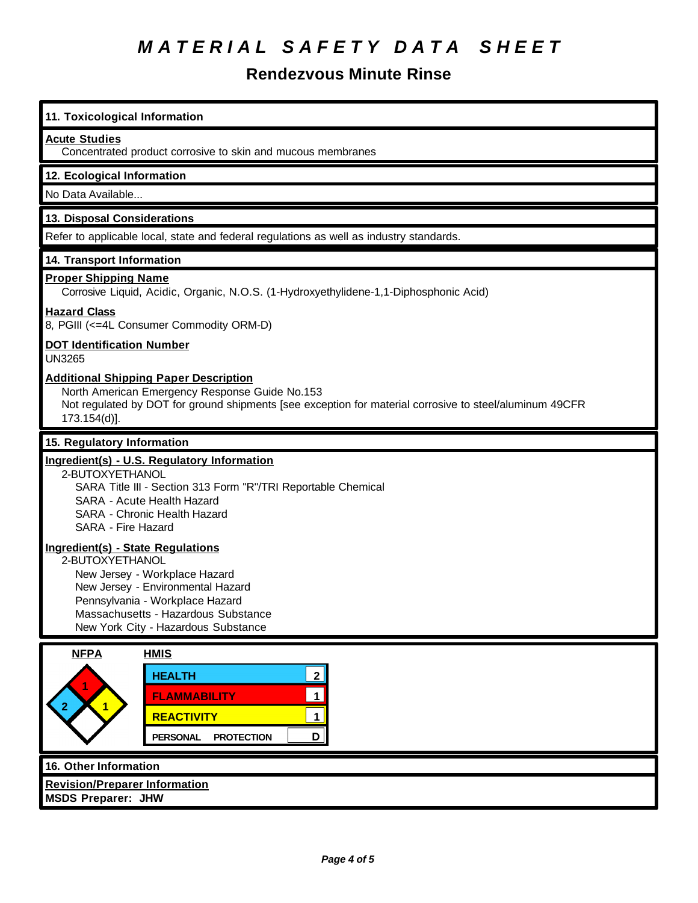# MATERIAL SAFETY DATA SHEET

## Rendezvous Minute Rinse

### 11. Toxicological Information

**Acute Studies**

Concentrated product corrosive to skin and mucous membranes

### 12. Ecological Information

No Data Available...

### 13. Disposal Considerations

Refer to applicable local, state and federal regulations as well as industry standards.

### 14. Transport Information

**Proper Shipping Name**

Corrosive Liquid, Acidic, Organic, N.O.S. (1-Hydroxyethylidene-1,1-Diphosphonic Acid)

**Hazard Class**

8, PGIII (<=4L Consumer Commodity ORM-D)

**DOT Identification Number**

UN3265

**Additional Shipping Paper Description**

North American Emergency Response Guide No.153

Not regulated by DOT for ground shipments [see exception for material corrosive to steel/aluminum 49CFR 173.154(d)].

### 15. Regulatory Information

**Ingredient(s) - U.S. Regulatory Information**

2-BUTOXYETHANOL
- SARA Title III - Section 313 Form "R"/TRI Reportable Chemical
- SARA - Acute Health Hazard
- SARA - Chronic Health Hazard
- SARA - Fire Hazard

**Ingredient(s) - State Regulations**

2-BUTOXYETHANOL
- New Jersey - Workplace Hazard
- New Jersey - Environmental Hazard
- Pennsylvania - Workplace Hazard
- Massachusetts - Hazardous Substance
- New York City - Hazardous Substance

**NFPA**

| Health | Flammability | Reactivity | Special |
| --- | --- | --- | --- |
| 2 | 1 | 1 | |

**HMIS**

| | |
| --- | --- |
| HEALTH | 2 |
| FLAMMABILITY | 1 |
| REACTIVITY | 1 |
| PERSONAL PROTECTION | D |

### 16. Other Information

**Revision/Preparer Information**

**MSDS Preparer: JHW**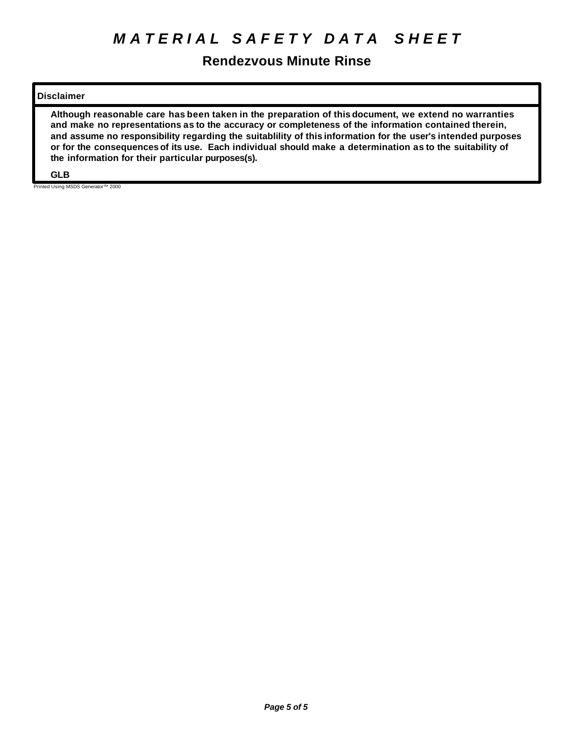# MATERIAL SAFETY DATA SHEET

## Rendezvous Minute Rinse

### Disclaimer

**Although reasonable care has been taken in the preparation of this document, we extend no warranties and make no representations as to the accuracy or completeness of the information contained therein, and assume no responsibility regarding the suitablility of this information for the user's intended purposes or for the consequences of its use. Each individual should make a determination as to the suitability of the information for their particular purposes(s).**

**GLB**

Printed Using MSDS Generator™ 2000